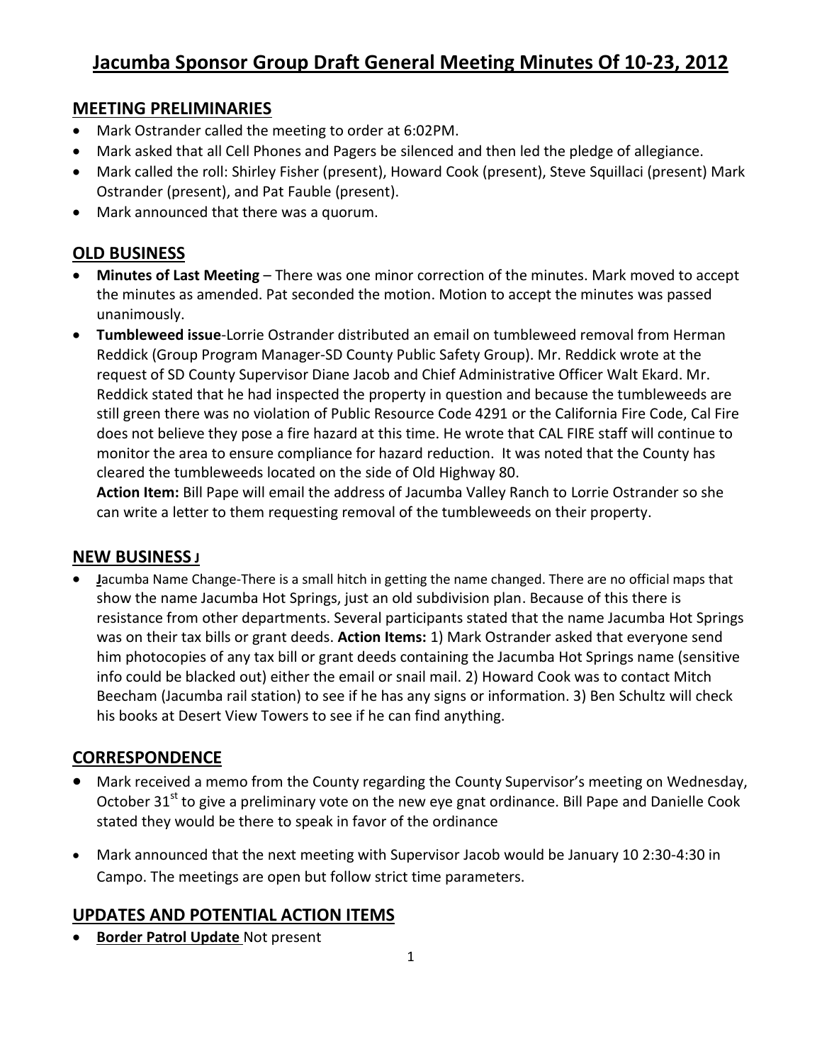# Jacumba Sponsor Group Draft General Meeting Minutes Of 10-23, 2012

## MEETING PRELIMINARIES

- Mark Ostrander called the meeting to order at 6:02PM.
- Mark asked that all Cell Phones and Pagers be silenced and then led the pledge of allegiance.
- Mark called the roll: Shirley Fisher (present), Howard Cook (present), Steve Squillaci (present) Mark Ostrander (present), and Pat Fauble (present).
- Mark announced that there was a quorum.

## OLD BUSINESS

- **Minutes of Last Meeting** – There was one minor correction of the minutes. Mark moved to accept the minutes as amended. Pat seconded the motion. Motion to accept the minutes was passed unanimously.
- **Tumbleweed issue**-Lorrie Ostrander distributed an email on tumbleweed removal from Herman Reddick (Group Program Manager-SD County Public Safety Group). Mr. Reddick wrote at the request of SD County Supervisor Diane Jacob and Chief Administrative Officer Walt Ekard. Mr. Reddick stated that he had inspected the property in question and because the tumbleweeds are still green there was no violation of Public Resource Code 4291 or the California Fire Code, Cal Fire does not believe they pose a fire hazard at this time. He wrote that CAL FIRE staff will continue to monitor the area to ensure compliance for hazard reduction. It was noted that the County has cleared the tumbleweeds located on the side of Old Highway 80.

  **Action Item:** Bill Pape will email the address of Jacumba Valley Ranch to Lorrie Ostrander so she can write a letter to them requesting removal of the tumbleweeds on their property.

## NEW BUSINESS J

- **J**acumba Name Change-There is a small hitch in getting the name changed. There are no official maps that show the name Jacumba Hot Springs, just an old subdivision plan. Because of this there is resistance from other departments. Several participants stated that the name Jacumba Hot Springs was on their tax bills or grant deeds. **Action Items:** 1) Mark Ostrander asked that everyone send him photocopies of any tax bill or grant deeds containing the Jacumba Hot Springs name (sensitive info could be blacked out) either the email or snail mail. 2) Howard Cook was to contact Mitch Beecham (Jacumba rail station) to see if he has any signs or information. 3) Ben Schultz will check his books at Desert View Towers to see if he can find anything.

## CORRESPONDENCE

- Mark received a memo from the County regarding the County Supervisor's meeting on Wednesday, October 31st to give a preliminary vote on the new eye gnat ordinance. Bill Pape and Danielle Cook stated they would be there to speak in favor of the ordinance
- Mark announced that the next meeting with Supervisor Jacob would be January 10 2:30-4:30 in Campo. The meetings are open but follow strict time parameters.

## UPDATES AND POTENTIAL ACTION ITEMS

- **Border Patrol Update** Not present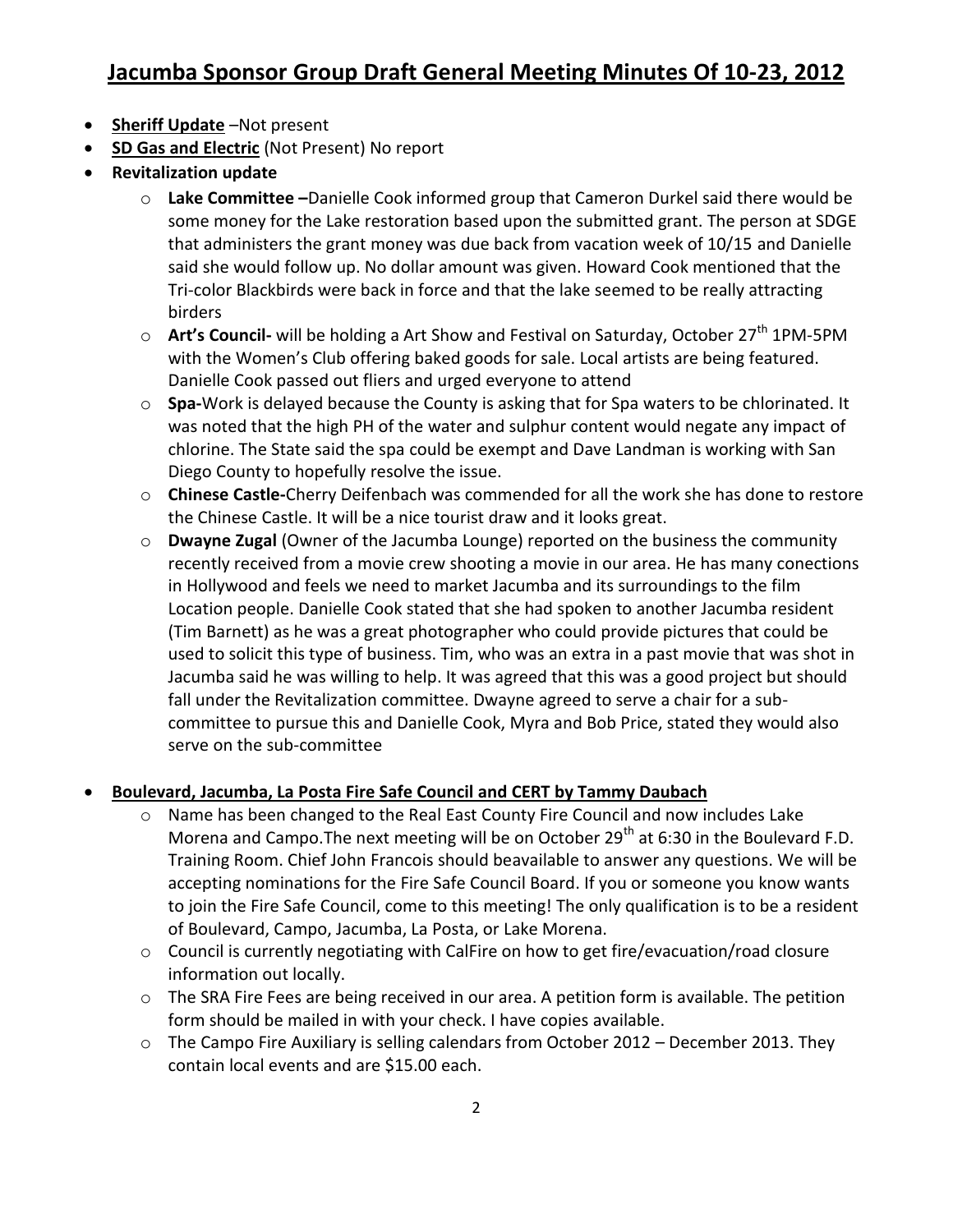# Jacumba Sponsor Group Draft General Meeting Minutes Of 10-23, 2012

- **Sheriff Update** –Not present
- **SD Gas and Electric** (Not Present) No report
- **Revitalization update**
    - **Lake Committee –**Danielle Cook informed group that Cameron Durkel said there would be some money for the Lake restoration based upon the submitted grant. The person at SDGE that administers the grant money was due back from vacation week of 10/15 and Danielle said she would follow up. No dollar amount was given. Howard Cook mentioned that the Tri-color Blackbirds were back in force and that the lake seemed to be really attracting birders
    - **Art's Council-** will be holding a Art Show and Festival on Saturday, October 27th 1PM-5PM with the Women's Club offering baked goods for sale. Local artists are being featured. Danielle Cook passed out fliers and urged everyone to attend
    - **Spa-**Work is delayed because the County is asking that for Spa waters to be chlorinated. It was noted that the high PH of the water and sulphur content would negate any impact of chlorine. The State said the spa could be exempt and Dave Landman is working with San Diego County to hopefully resolve the issue.
    - **Chinese Castle-**Cherry Deifenbach was commended for all the work she has done to restore the Chinese Castle. It will be a nice tourist draw and it looks great.
    - **Dwayne Zugal** (Owner of the Jacumba Lounge) reported on the business the community recently received from a movie crew shooting a movie in our area. He has many conections in Hollywood and feels we need to market Jacumba and its surroundings to the film Location people. Danielle Cook stated that she had spoken to another Jacumba resident (Tim Barnett) as he was a great photographer who could provide pictures that could be used to solicit this type of business. Tim, who was an extra in a past movie that was shot in Jacumba said he was willing to help. It was agreed that this was a good project but should fall under the Revitalization committee. Dwayne agreed to serve a chair for a sub-committee to pursue this and Danielle Cook, Myra and Bob Price, stated they would also serve on the sub-committee

- **Boulevard, Jacumba, La Posta Fire Safe Council and CERT by Tammy Daubach**
    - Name has been changed to the Real East County Fire Council and now includes Lake Morena and Campo.The next meeting will be on October 29th at 6:30 in the Boulevard F.D. Training Room. Chief John Francois should beavailable to answer any questions. We will be accepting nominations for the Fire Safe Council Board. If you or someone you know wants to join the Fire Safe Council, come to this meeting! The only qualification is to be a resident of Boulevard, Campo, Jacumba, La Posta, or Lake Morena.
    - Council is currently negotiating with CalFire on how to get fire/evacuation/road closure information out locally.
    - The SRA Fire Fees are being received in our area. A petition form is available. The petition form should be mailed in with your check. I have copies available.
    - The Campo Fire Auxiliary is selling calendars from October 2012 – December 2013. They contain local events and are $15.00 each.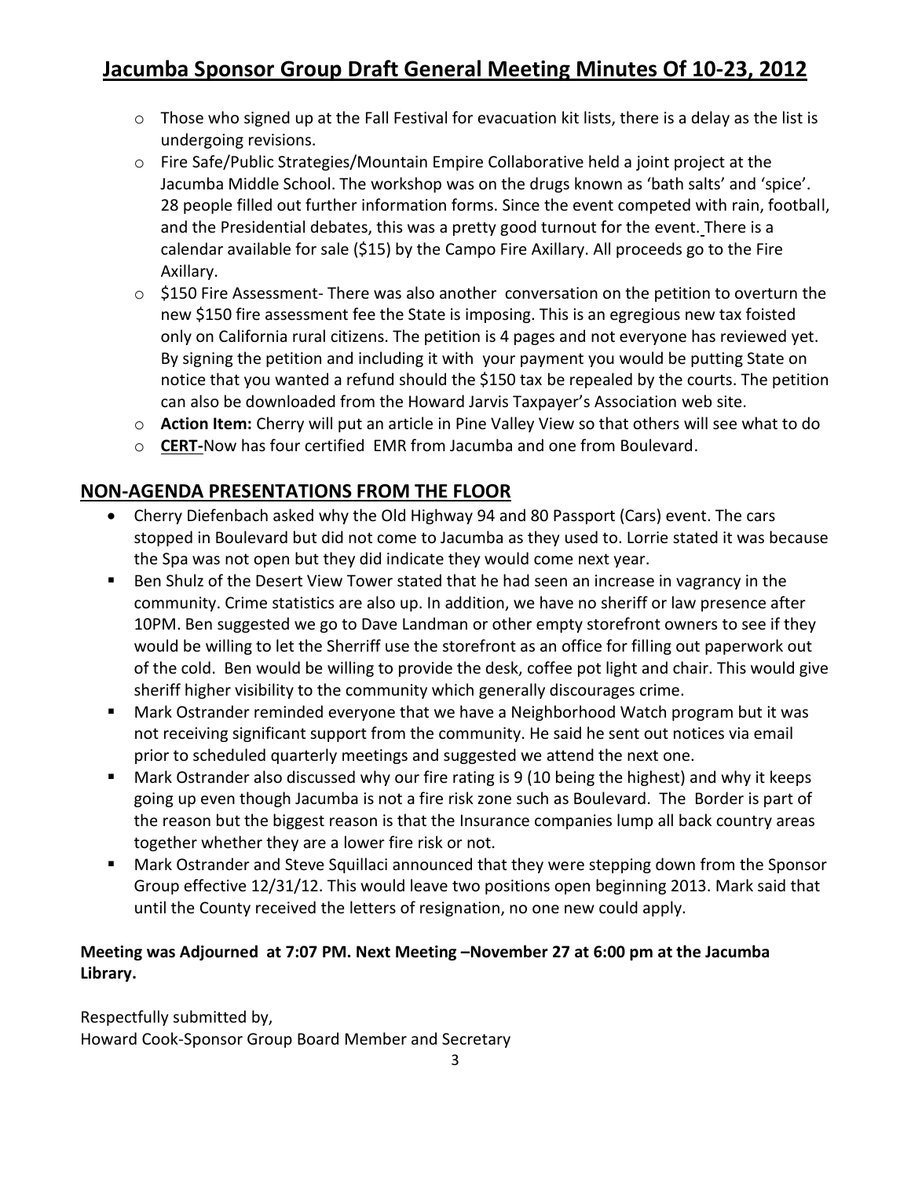- Those who signed up at the Fall Festival for evacuation kit lists, there is a delay as the list is undergoing revisions.
- Fire Safe/Public Strategies/Mountain Empire Collaborative held a joint project at the Jacumba Middle School. The workshop was on the drugs known as 'bath salts' and 'spice'. 28 people filled out further information forms. Since the event competed with rain, football, and the Presidential debates, this was a pretty good turnout for the event. There is a calendar available for sale ($15) by the Campo Fire Axillary. All proceeds go to the Fire Axillary.
- $150 Fire Assessment- There was also another conversation on the petition to overturn the new $150 fire assessment fee the State is imposing. This is an egregious new tax foisted only on California rural citizens. The petition is 4 pages and not everyone has reviewed yet. By signing the petition and including it with your payment you would be putting State on notice that you wanted a refund should the $150 tax be repealed by the courts. The petition can also be downloaded from the Howard Jarvis Taxpayer's Association web site.
- **Action Item:** Cherry will put an article in Pine Valley View so that others will see what to do
- **CERT-**Now has four certified EMR from Jacumba and one from Boulevard.

## NON-AGENDA PRESENTATIONS FROM THE FLOOR

- Cherry Diefenbach asked why the Old Highway 94 and 80 Passport (Cars) event. The cars stopped in Boulevard but did not come to Jacumba as they used to. Lorrie stated it was because the Spa was not open but they did indicate they would come next year.
- Ben Shulz of the Desert View Tower stated that he had seen an increase in vagrancy in the community. Crime statistics are also up. In addition, we have no sheriff or law presence after 10PM. Ben suggested we go to Dave Landman or other empty storefront owners to see if they would be willing to let the Sherriff use the storefront as an office for filling out paperwork out of the cold. Ben would be willing to provide the desk, coffee pot light and chair. This would give sheriff higher visibility to the community which generally discourages crime.
- Mark Ostrander reminded everyone that we have a Neighborhood Watch program but it was not receiving significant support from the community. He said he sent out notices via email prior to scheduled quarterly meetings and suggested we attend the next one.
- Mark Ostrander also discussed why our fire rating is 9 (10 being the highest) and why it keeps going up even though Jacumba is not a fire risk zone such as Boulevard. The Border is part of the reason but the biggest reason is that the Insurance companies lump all back country areas together whether they are a lower fire risk or not.
- Mark Ostrander and Steve Squillaci announced that they were stepping down from the Sponsor Group effective 12/31/12. This would leave two positions open beginning 2013. Mark said that until the County received the letters of resignation, no one new could apply.

**Meeting was Adjourned at 7:07 PM. Next Meeting –November 27 at 6:00 pm at the Jacumba Library.**

Respectfully submitted by,
Howard Cook-Sponsor Group Board Member and Secretary